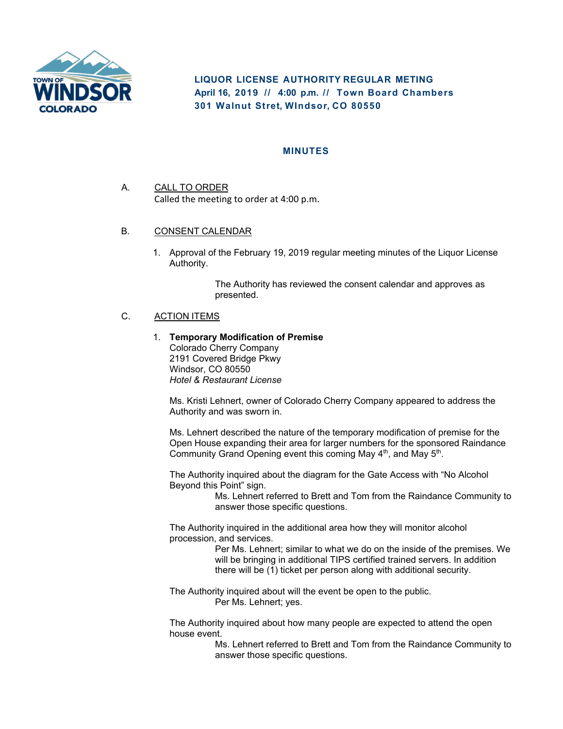**LIQUOR LICENSE AUTHORITY REGULAR METING**
**April 16, 2019 // 4:00 p.m. // Town Board Chambers**
**301 Walnut Stret, WIndsor, CO 80550**

## MINUTES

A. CALL TO ORDER

Called the meeting to order at 4:00 p.m.

B. CONSENT CALENDAR

1. Approval of the February 19, 2019 regular meeting minutes of the Liquor License Authority.

   The Authority has reviewed the consent calendar and approves as presented.

C. ACTION ITEMS

1. **Temporary Modification of Premise**
   Colorado Cherry Company
   2191 Covered Bridge Pkwy
   Windsor, CO 80550
   *Hotel & Restaurant License*

   Ms. Kristi Lehnert, owner of Colorado Cherry Company appeared to address the Authority and was sworn in.

   Ms. Lehnert described the nature of the temporary modification of premise for the Open House expanding their area for larger numbers for the sponsored Raindance Community Grand Opening event this coming May 4th, and May 5th.

   The Authority inquired about the diagram for the Gate Access with "No Alcohol Beyond this Point" sign.

   Ms. Lehnert referred to Brett and Tom from the Raindance Community to answer those specific questions.

   The Authority inquired in the additional area how they will monitor alcohol procession, and services.

   Per Ms. Lehnert; similar to what we do on the inside of the premises. We will be bringing in additional TIPS certified trained servers. In addition there will be (1) ticket per person along with additional security.

   The Authority inquired about will the event be open to the public.

   Per Ms. Lehnert; yes.

   The Authority inquired about how many people are expected to attend the open house event.

   Ms. Lehnert referred to Brett and Tom from the Raindance Community to answer those specific questions.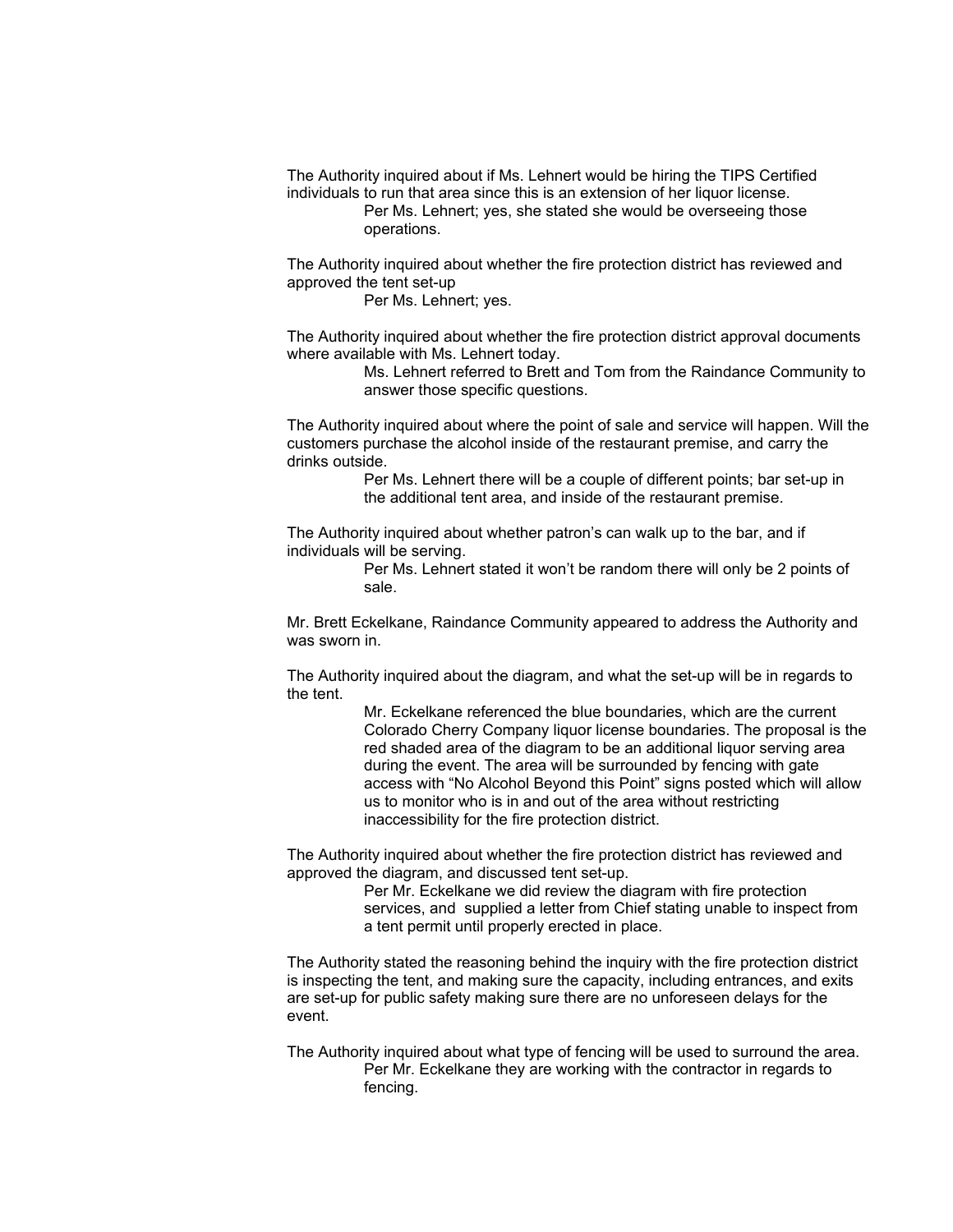The Authority inquired about if Ms. Lehnert would be hiring the TIPS Certified individuals to run that area since this is an extension of her liquor license.

> Per Ms. Lehnert; yes, she stated she would be overseeing those operations.

The Authority inquired about whether the fire protection district has reviewed and approved the tent set-up

> Per Ms. Lehnert; yes.

The Authority inquired about whether the fire protection district approval documents where available with Ms. Lehnert today.

> Ms. Lehnert referred to Brett and Tom from the Raindance Community to answer those specific questions.

The Authority inquired about where the point of sale and service will happen. Will the customers purchase the alcohol inside of the restaurant premise, and carry the drinks outside.

> Per Ms. Lehnert there will be a couple of different points; bar set-up in the additional tent area, and inside of the restaurant premise.

The Authority inquired about whether patron's can walk up to the bar, and if individuals will be serving.

> Per Ms. Lehnert stated it won't be random there will only be 2 points of sale.

Mr. Brett Eckelkane, Raindance Community appeared to address the Authority and was sworn in.

The Authority inquired about the diagram, and what the set-up will be in regards to the tent.

> Mr. Eckelkane referenced the blue boundaries, which are the current Colorado Cherry Company liquor license boundaries. The proposal is the red shaded area of the diagram to be an additional liquor serving area during the event. The area will be surrounded by fencing with gate access with "No Alcohol Beyond this Point" signs posted which will allow us to monitor who is in and out of the area without restricting inaccessibility for the fire protection district.

The Authority inquired about whether the fire protection district has reviewed and approved the diagram, and discussed tent set-up.

> Per Mr. Eckelkane we did review the diagram with fire protection services, and supplied a letter from Chief stating unable to inspect from a tent permit until properly erected in place.

The Authority stated the reasoning behind the inquiry with the fire protection district is inspecting the tent, and making sure the capacity, including entrances, and exits are set-up for public safety making sure there are no unforeseen delays for the event.

The Authority inquired about what type of fencing will be used to surround the area.

> Per Mr. Eckelkane they are working with the contractor in regards to fencing.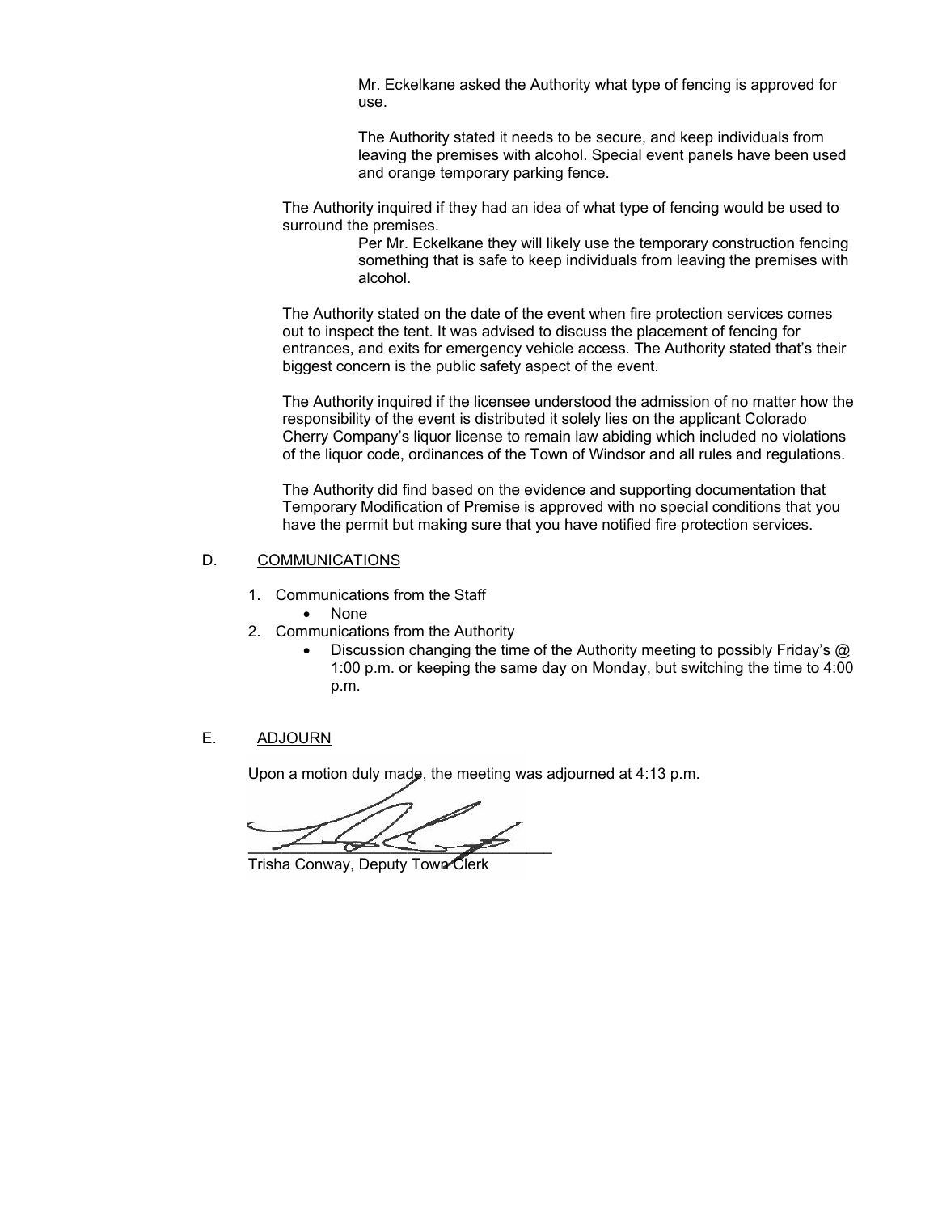Mr. Eckelkane asked the Authority what type of fencing is approved for use.

The Authority stated it needs to be secure, and keep individuals from leaving the premises with alcohol. Special event panels have been used and orange temporary parking fence.

The Authority inquired if they had an idea of what type of fencing would be used to surround the premises.

Per Mr. Eckelkane they will likely use the temporary construction fencing something that is safe to keep individuals from leaving the premises with alcohol.

The Authority stated on the date of the event when fire protection services comes out to inspect the tent. It was advised to discuss the placement of fencing for entrances, and exits for emergency vehicle access. The Authority stated that's their biggest concern is the public safety aspect of the event.

The Authority inquired if the licensee understood the admission of no matter how the responsibility of the event is distributed it solely lies on the applicant Colorado Cherry Company's liquor license to remain law abiding which included no violations of the liquor code, ordinances of the Town of Windsor and all rules and regulations.

The Authority did find based on the evidence and supporting documentation that Temporary Modification of Premise is approved with no special conditions that you have the permit but making sure that you have notified fire protection services.

## D. COMMUNICATIONS

1. Communications from the Staff
   - None
2. Communications from the Authority
   - Discussion changing the time of the Authority meeting to possibly Friday's @ 1:00 p.m. or keeping the same day on Monday, but switching the time to 4:00 p.m.

## E. ADJOURN

Upon a motion duly made, the meeting was adjourned at 4:13 p.m.

\_\_\_\_\_\_\_\_\_\_\_\_\_\_\_\_\_\_\_\_\_\_\_\_\_\_\_\_\_\_\_\_

Trisha Conway, Deputy Town Clerk